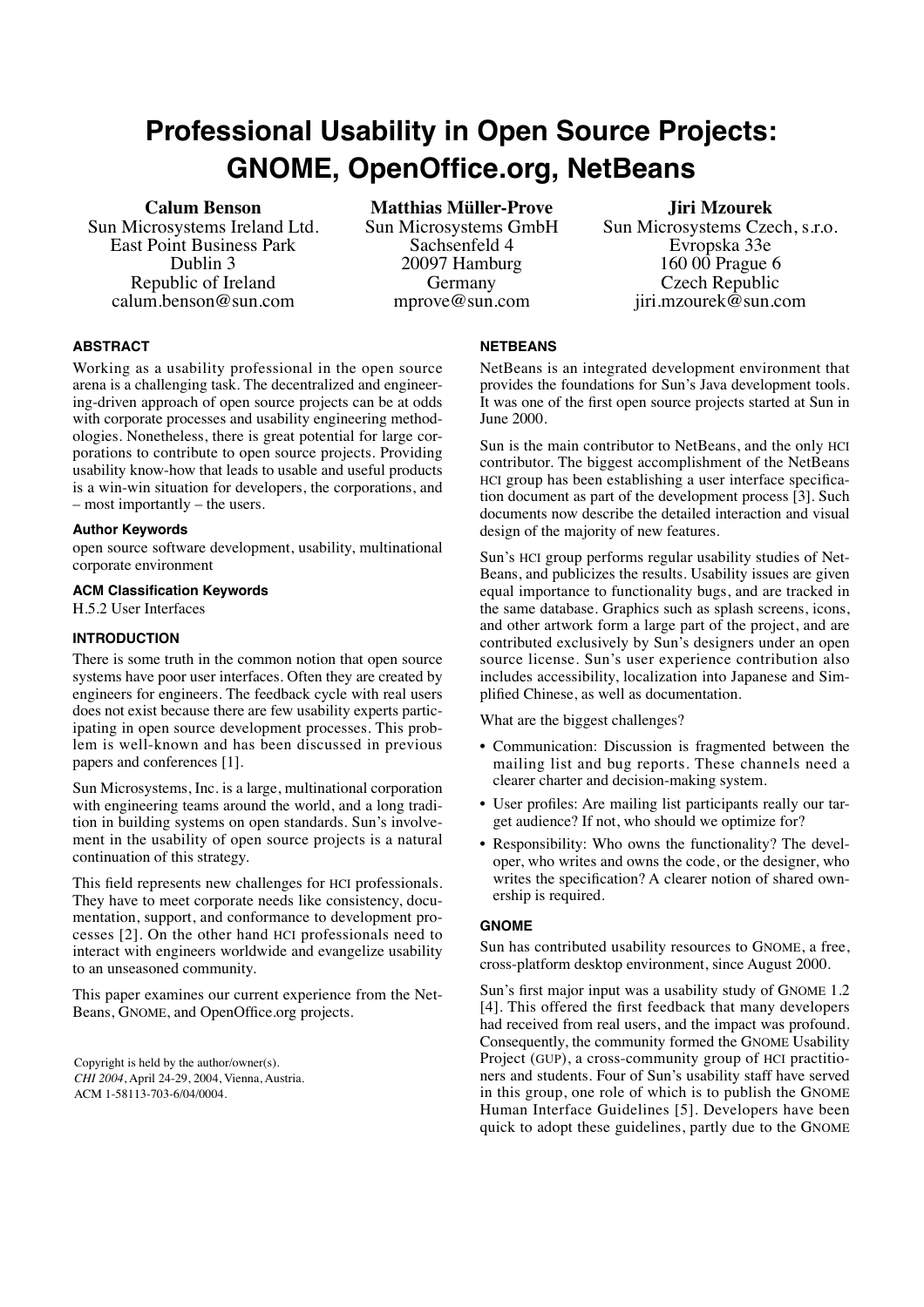# Professional Usability in Open Source Projects: GNOME, OpenOffice.org, NetBeans

**Calum Benson**
Sun Microsystems Ireland Ltd.
East Point Business Park
Dublin 3
Republic of Ireland
calum.benson@sun.com

**Matthias Müller-Prove**
Sun Microsystems GmbH
Sachsenfeld 4
20097 Hamburg
Germany
mprove@sun.com

**Jiri Mzourek**
Sun Microsystems Czech, s.r.o.
Evropska 33e
160 00 Prague 6
Czech Republic
jiri.mzourek@sun.com

## ABSTRACT

Working as a usability professional in the open source arena is a challenging task. The decentralized and engineering-driven approach of open source projects can be at odds with corporate processes and usability engineering methodologies. Nonetheless, there is great potential for large corporations to contribute to open source projects. Providing usability know-how that leads to usable and useful products is a win-win situation for developers, the corporations, and – most importantly – the users.

### Author Keywords

open source software development, usability, multinational corporate environment

### ACM Classification Keywords

H.5.2 User Interfaces

## INTRODUCTION

There is some truth in the common notion that open source systems have poor user interfaces. Often they are created by engineers for engineers. The feedback cycle with real users does not exist because there are few usability experts participating in open source development processes. This problem is well-known and has been discussed in previous papers and conferences [1].

Sun Microsystems, Inc. is a large, multinational corporation with engineering teams around the world, and a long tradition in building systems on open standards. Sun's involvement in the usability of open source projects is a natural continuation of this strategy.

This field represents new challenges for HCI professionals. They have to meet corporate needs like consistency, documentation, support, and conformance to development processes [2]. On the other hand HCI professionals need to interact with engineers worldwide and evangelize usability to an unseasoned community.

This paper examines our current experience from the NetBeans, GNOME, and OpenOffice.org projects.

Copyright is held by the author/owner(s).
*CHI 2004*, April 24-29, 2004, Vienna, Austria.
ACM 1-58113-703-6/04/0004.

## NETBEANS

NetBeans is an integrated development environment that provides the foundations for Sun's Java development tools. It was one of the first open source projects started at Sun in June 2000.

Sun is the main contributor to NetBeans, and the only HCI contributor. The biggest accomplishment of the NetBeans HCI group has been establishing a user interface specification document as part of the development process [3]. Such documents now describe the detailed interaction and visual design of the majority of new features.

Sun's HCI group performs regular usability studies of NetBeans, and publicizes the results. Usability issues are given equal importance to functionality bugs, and are tracked in the same database. Graphics such as splash screens, icons, and other artwork form a large part of the project, and are contributed exclusively by Sun's designers under an open source license. Sun's user experience contribution also includes accessibility, localization into Japanese and Simplified Chinese, as well as documentation.

What are the biggest challenges?

- Communication: Discussion is fragmented between the mailing list and bug reports. These channels need a clearer charter and decision-making system.
- User profiles: Are mailing list participants really our target audience? If not, who should we optimize for?
- Responsibility: Who owns the functionality? The developer, who writes and owns the code, or the designer, who writes the specification? A clearer notion of shared ownership is required.

## GNOME

Sun has contributed usability resources to GNOME, a free, cross-platform desktop environment, since August 2000.

Sun's first major input was a usability study of GNOME 1.2 [4]. This offered the first feedback that many developers had received from real users, and the impact was profound. Consequently, the community formed the GNOME Usability Project (GUP), a cross-community group of HCI practitioners and students. Four of Sun's usability staff have served in this group, one role of which is to publish the GNOME Human Interface Guidelines [5]. Developers have been quick to adopt these guidelines, partly due to the GNOME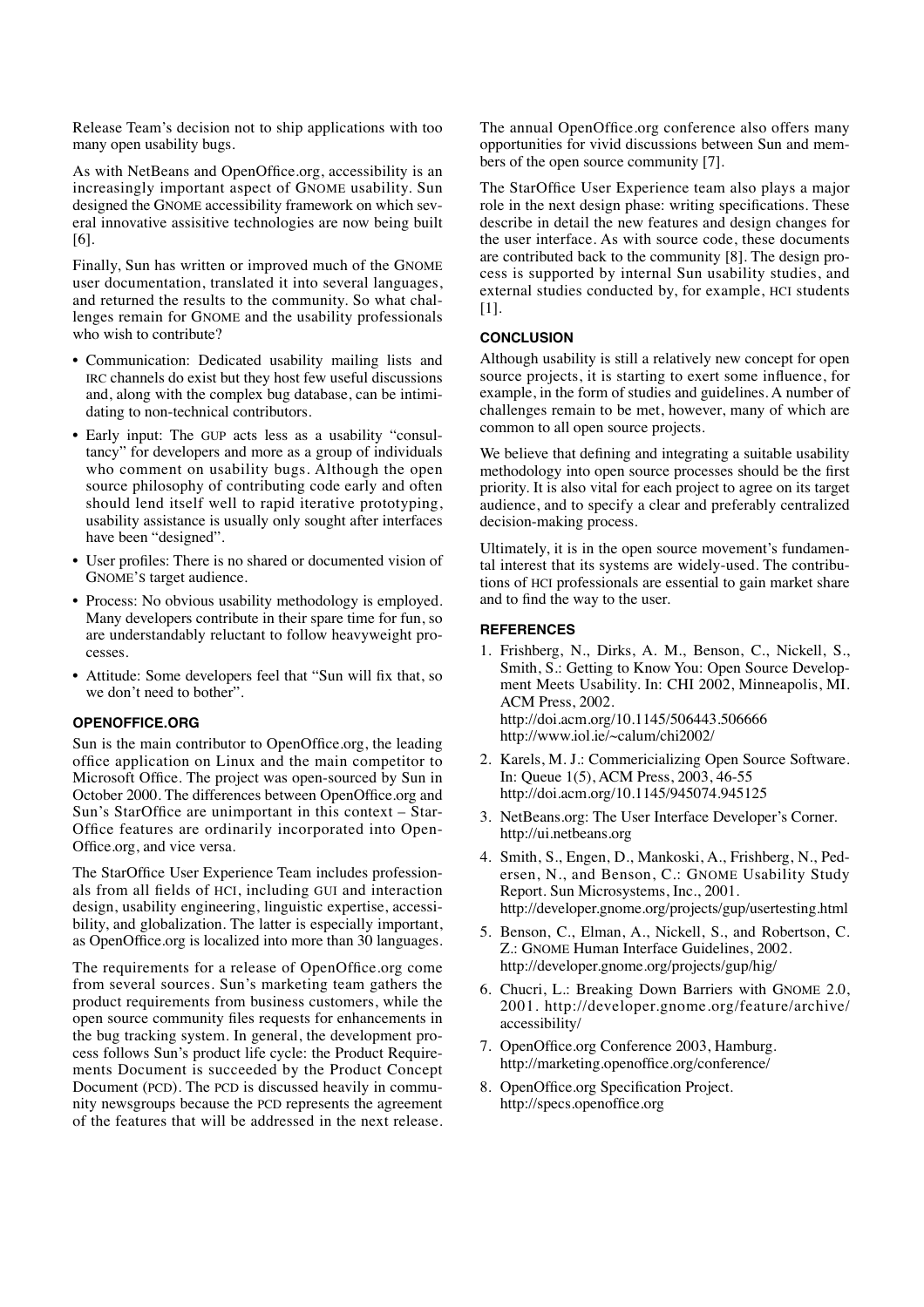Release Team's decision not to ship applications with too many open usability bugs.

As with NetBeans and OpenOffice.org, accessibility is an increasingly important aspect of GNOME usability. Sun designed the GNOME accessibility framework on which several innovative assisitive technologies are now being built [6].

Finally, Sun has written or improved much of the GNOME user documentation, translated it into several languages, and returned the results to the community. So what challenges remain for GNOME and the usability professionals who wish to contribute?

- Communication: Dedicated usability mailing lists and IRC channels do exist but they host few useful discussions and, along with the complex bug database, can be intimidating to non-technical contributors.
- Early input: The GUP acts less as a usability "consultancy" for developers and more as a group of individuals who comment on usability bugs. Although the open source philosophy of contributing code early and often should lend itself well to rapid iterative prototyping, usability assistance is usually only sought after interfaces have been "designed".
- User profiles: There is no shared or documented vision of GNOME'S target audience.
- Process: No obvious usability methodology is employed. Many developers contribute in their spare time for fun, so are understandably reluctant to follow heavyweight processes.
- Attitude: Some developers feel that "Sun will fix that, so we don't need to bother".

## OPENOFFICE.ORG

Sun is the main contributor to OpenOffice.org, the leading office application on Linux and the main competitor to Microsoft Office. The project was open-sourced by Sun in October 2000. The differences between OpenOffice.org and Sun's StarOffice are unimportant in this context – StarOffice features are ordinarily incorporated into OpenOffice.org, and vice versa.

The StarOffice User Experience Team includes professionals from all fields of HCI, including GUI and interaction design, usability engineering, linguistic expertise, accessibility, and globalization. The latter is especially important, as OpenOffice.org is localized into more than 30 languages.

The requirements for a release of OpenOffice.org come from several sources. Sun's marketing team gathers the product requirements from business customers, while the open source community files requests for enhancements in the bug tracking system. In general, the development process follows Sun's product life cycle: the Product Requirements Document is succeeded by the Product Concept Document (PCD). The PCD is discussed heavily in community newsgroups because the PCD represents the agreement of the features that will be addressed in the next release.

The annual OpenOffice.org conference also offers many opportunities for vivid discussions between Sun and members of the open source community [7].

The StarOffice User Experience team also plays a major role in the next design phase: writing specifications. These describe in detail the new features and design changes for the user interface. As with source code, these documents are contributed back to the community [8]. The design process is supported by internal Sun usability studies, and external studies conducted by, for example, HCI students [1].

## CONCLUSION

Although usability is still a relatively new concept for open source projects, it is starting to exert some influence, for example, in the form of studies and guidelines. A number of challenges remain to be met, however, many of which are common to all open source projects.

We believe that defining and integrating a suitable usability methodology into open source processes should be the first priority. It is also vital for each project to agree on its target audience, and to specify a clear and preferably centralized decision-making process.

Ultimately, it is in the open source movement's fundamental interest that its systems are widely-used. The contributions of HCI professionals are essential to gain market share and to find the way to the user.

## REFERENCES

1. Frishberg, N., Dirks, A. M., Benson, C., Nickell, S., Smith, S.: Getting to Know You: Open Source Development Meets Usability. In: CHI 2002, Minneapolis, MI. ACM Press, 2002. http://doi.acm.org/10.1145/506443.506666 http://www.iol.ie/~calum/chi2002/
2. Karels, M. J.: Commericializing Open Source Software. In: Queue 1(5), ACM Press, 2003, 46-55 http://doi.acm.org/10.1145/945074.945125
3. NetBeans.org: The User Interface Developer's Corner. http://ui.netbeans.org
4. Smith, S., Engen, D., Mankoski, A., Frishberg, N., Pedersen, N., and Benson, C.: GNOME Usability Study Report. Sun Microsystems, Inc., 2001. http://developer.gnome.org/projects/gup/usertesting.html
5. Benson, C., Elman, A., Nickell, S., and Robertson, C. Z.: GNOME Human Interface Guidelines, 2002. http://developer.gnome.org/projects/gup/hig/
6. Chucri, L.: Breaking Down Barriers with GNOME 2.0, 2001. http://developer.gnome.org/feature/archive/accessibility/
7. OpenOffice.org Conference 2003, Hamburg. http://marketing.openoffice.org/conference/
8. OpenOffice.org Specification Project. http://specs.openoffice.org